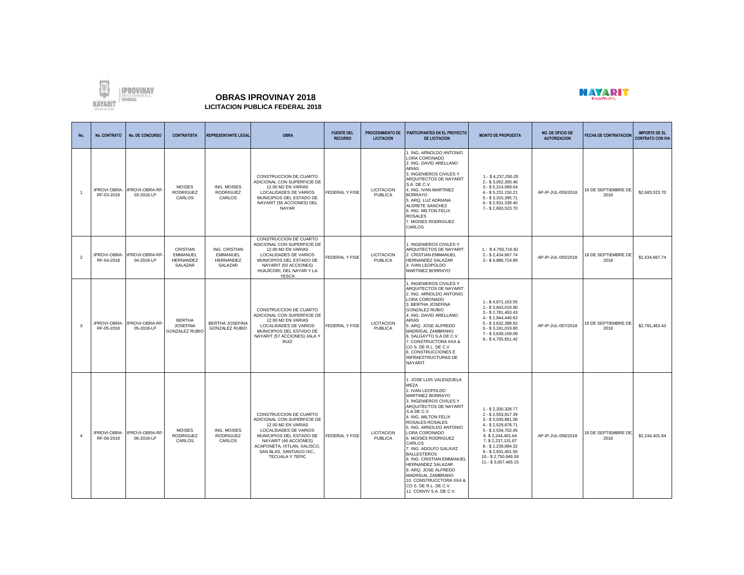# OBRAS IPROVINAY 2018

## LICITACION PUBLICA FEDERAL 2018

| No. | No. CONTRATO | No. DE CONCURSO | CONTRATISTA | REPRESENTANTE LEGAL | OBRA | FUENTE DEL RECURSO | PROCEDIMIENTO DE LICITACION | PARTICIPANTES EN EL PROYECTO DE LICITACION | MONTO DE PROPUESTA | NO. DE OFICIO DE AUTORIZACION | FECHA DE CONTRATACION | IMPORTE DE EL CONTRATO CON IVA |
|---|---|---|---|---|---|---|---|---|---|---|---|---|
| 1 | IPROVI-OBRA-RF-03-2018 | IPROVI-OBRA-RF-03-2018-LP | MOISES RODRIGUEZ CARLOS | ING. MOISES RODRIGUEZ CARLOS | CONSTRUCCION DE CUARTO ADICIONAL CON SUPERFICIE DE 12.00 M2 EN VARIAS LOCALIDADES DE VARIOS MUNICIPIOS DEL ESTADO DE NAYARIT (55 ACCIONES) DEL NAYAR | FEDERAL Y FISE | LICITACION PUBLICA | 1. ING. ARNOLDO ANTONIO LORA CORONADO<br>2. ING. DAVID ARELLANO ARIAS<br>3. INGENIEROS CIVILES Y ARQUITECTOS DE NAYARIT S.A. DE C.V.<br>4. ING. IVAN MARTINEZ BORRAYO<br>5. ARQ. LUZ ADRIANA ALDRETE SANCHEZ<br>6. ING. MILTON FELIX ROSALES<br>7. MOISES RODRIGUEZ CARLOS | 1.- $ 4,237,250.20<br>2.- $ 3,052,300.46<br>3.- $ 5,214,069.04<br>4.- $ 5,231,150.21<br>5.- $ 3,315,395.71<br>6.- $ 2,931,339.40<br>7.- $ 2,683,523.70 | AP-IP-JUL-055/2018 | 18 DE SEPTIEMBRE DE 2018 | $2,683,523.70 |
| 2 | IPROVI-OBRA-RF-04-2018 | IPROVI-OBRA-RF-04-2018-LP | CRISTIAN EMMANUEL HERNANDEZ SALAZAR | ING. CRISTIAN EMMANUEL HERNANDEZ SALAZAR | CONSTRUCCION DE CUARTO ADICIONAL CON SUPERFICIE DE 12.00 M2 EN VARIAS LOCALIDADES DE VARIOS MUNICIPIOS DEL ESTADO DE NAYARIT (50 ACCIONES) HUAJICORI, DEL NAYAR Y LA YESCA | FEDERAL Y FISE | LICITACION PUBLICA | 1. INGENIEROS CIVILES Y ARQUITECTOS DE NAYARIT.<br>2. CRISTIAN EMMANUEL HERNANDEZ SALAZAR<br>3. IVAN LEOPOLDO MARTINEZ BORRAYO | 1.- $ 4,793,716.82<br>2.- $ 2,434,667.74<br>3.- $ 4,886,724.89 | AP-IP-JUL-055/2018 | 18 DE SEPTIEMBRE DE 2018 | $2,434,667.74 |
| 3 | IPROVI-OBRA-RF-05-2018 | IPROVI-OBRA-RF-05-2018-LP | BERTHA JOSEFINA GONZALEZ RUBIO | BERTHA JOSEFINA GONZALEZ RUBIO | CONSTRUCCION DE CUARTO ADICIONAL CON SUPERFICIE DE 12.00 M2 EN VARIAS LOCALIDADES DE VARIOS MUNICIPIOS DEL ESTADO DE NAYARIT (57 ACCIONES) JALA Y RUIZ | FEDERAL Y FISE | LICITACION PUBLICA | 1. INGENIEROS CIVILES Y ARQUITECTOS DE NAYARIT.<br>2. ING. ARNOLDO ANTONIO LORA CORONADO<br>3. BERTHA JOSEFINA GONZALEZ RUBIO<br>4. ING. DAVID ARELLANO ARIAS<br>5. ARQ. JOSE ALFREDO MADRIGAL ZAMBRANO<br>6. SALGAYTO S.A DE C.V<br>7. CONSTRUCTORA IIXA & CO S. DE R.L. DE C.V<br>8. CONSTRUCCIONES E INFRAESTRUCTURAS DE NAYARIT. | 1.- $ 4,871,163.55<br>2.- $ 3,843,019.80<br>3.- $ 2,781,463.43<br>4.- $ 2,944,440.63<br>5.- $ 3,632,388.82<br>6.- $ 3,241,019.80<br>7.- $ 3,639,159.09<br>8.- $ 4,755,651.42 | AP-IP-JUL-057/2018 | 18 DE SEPTIEMBRE DE 2018 | $2,781,463.43 |
| 4 | IPROVI-OBRA-RF-06-2018 | IPROVI-OBRA-RF-06-2018-LP | MOISES RODRIGUEZ CARLOS | ING. MOISES RODRIGUEZ CARLOS | CONSTRUCCION DE CUARTO ADICIONAL CON SUPERFICIE DE 12.00 M2 EN VARIAS LOCALIDADES DE VARIOS MUNICIPIOS DEL ESTADO DE NAYARIT (46 ACCIONES) ACAPONETA, IXTLAN, XALISCO, SAN BLAS, SANTIAGO IXC., TECUALA Y TEPIC | FEDERAL Y FISE | LICITACION PUBLICA | 1. JOSE LUIS VALENZUELA MEZA<br>2. IVAN LEOPOLDO MARTINEZ BORRAYO<br>3. INGENIEROS CIVILES Y ARQUITECTOS DE NAYARIT S.A DE C.V.<br>4. ING. MILTON FELIX ROSALES ROSALES<br>5. ING. ARNOLDO ANTONIO LORA CORONADO<br>6. MOISES RODRIGUEZ CARLOS<br>7. ING. ADOLFO GALAVIZ BALLESTEROS<br>8. ING. CRISTIAN EMMANUEL HERNANDEZ SALAZAR<br>9. ARQ. JOSE ALFREDO MADRIGAL ZAMBRANO<br>10. CONSTRUCCTORA IIXA & CO S. DE R.L. DE C.V.<br>11. CONVIV S.A. DE C.V. | 1.- $ 2,200,328.77<br>2.- $ 2,553,917.39<br>3.- $ 3,030,881.08<br>4.- $ 2,529,878.71<br>5.- $ 2,534,702.45<br>6. $ 2,244,401.64<br>7. $ 2,237,131.87<br>8.- $ 2,239,894.32<br>9.- $ 2,931,401.50<br>10.- $ 2,750,946.59<br>11.- $ 3,657,465.15 | AP-IP-JUL-056/2018 | 18 DE SEPTIEMBRE DE 2018 | $2,244,401.64 |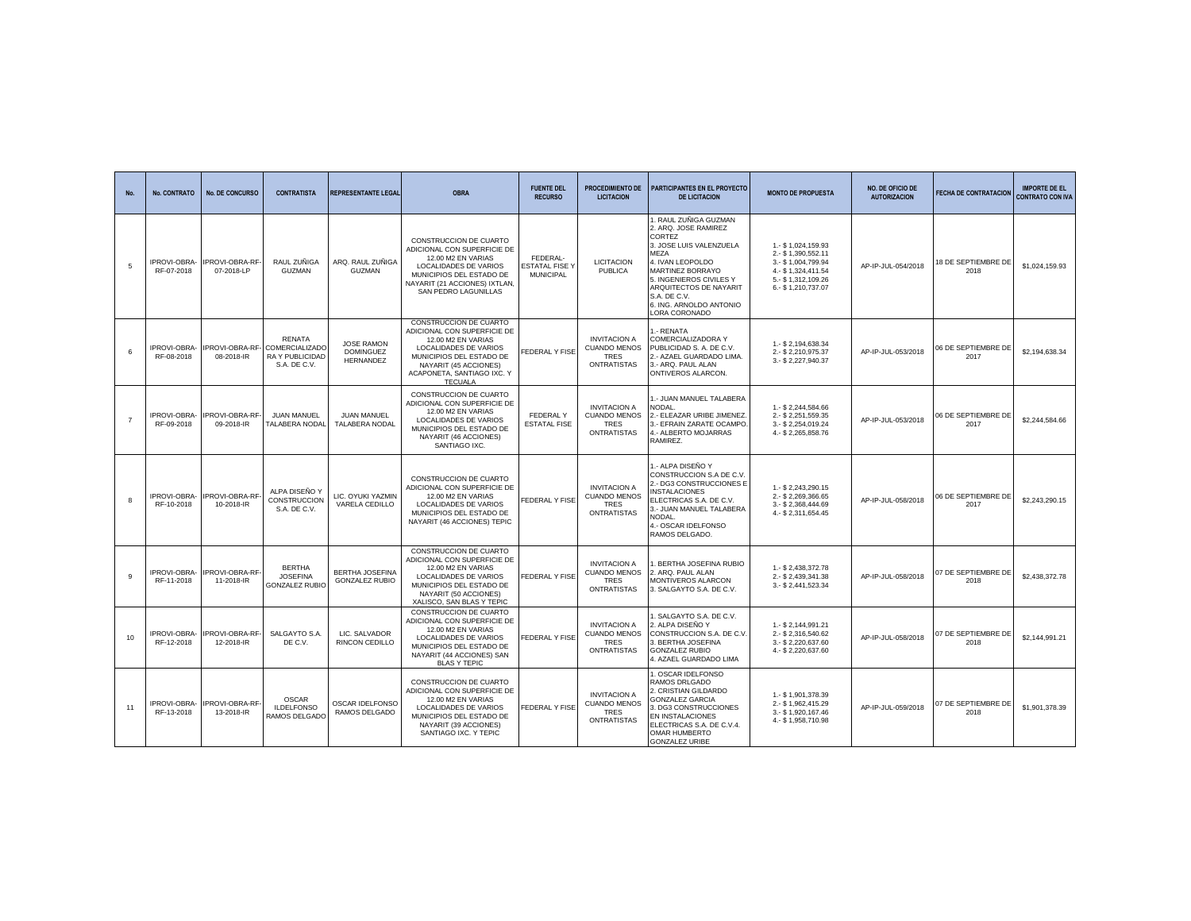| No. | No. CONTRATO | No. DE CONCURSO | CONTRATISTA | REPRESENTANTE LEGAL | OBRA | FUENTE DEL RECURSO | PROCEDIMIENTO DE LICITACION | PARTICIPANTES EN EL PROYECTO DE LICITACION | MONTO DE PROPUESTA | NO. DE OFICIO DE AUTORIZACION | FECHA DE CONTRATACION | IMPORTE DE EL CONTRATO CON IVA |
|---|---|---|---|---|---|---|---|---|---|---|---|---|
| 5 | IPROVI-OBRA-RF-07-2018 | IPROVI-OBRA-RF-07-2018-LP | RAUL ZUÑIGA GUZMAN | ARQ. RAUL ZUÑIGA GUZMAN | CONSTRUCCION DE CUARTO ADICIONAL CON SUPERFICIE DE 12.00 M2 EN VARIAS LOCALIDADES DE VARIOS MUNICIPIOS DEL ESTADO DE NAYARIT (21 ACCIONES) IXTLAN, SAN PEDRO LAGUNILLAS | FEDERAL-ESTATAL FISE Y MUNICIPAL | LICITACION PUBLICA | 1. RAUL ZUÑIGA GUZMAN 2. ARQ. JOSE RAMIREZ CORTEZ 3. JOSE LUIS VALENZUELA MEZA 4. IVAN LEOPOLDO MARTINEZ BORRAYO 5. INGENIEROS CIVILES Y ARQUITECTOS DE NAYARIT S.A. DE C.V. 6. ING. ARNOLDO ANTONIO LORA CORONADO | 1.- $ 1,024,159.93 2.- $ 1,390,552.11 3.- $ 1,004,799.94 4.- $ 1,324,411.54 5.- $ 1,312,109.26 6.- $ 1,210,737.07 | AP-IP-JUL-054/2018 | 18 DE SEPTIEMBRE DE 2018 | $1,024,159.93 |
| 6 | IPROVI-OBRA-RF-08-2018 | IPROVI-OBRA-RF-08-2018-IR | RENATA COMERCIALIZADORA Y PUBLICIDAD S.A. DE C.V. | JOSE RAMON DOMINGUEZ HERNANDEZ | CONSTRUCCION DE CUARTO ADICIONAL CON SUPERFICIE DE 12.00 M2 EN VARIAS LOCALIDADES DE VARIOS MUNICIPIOS DEL ESTADO DE NAYARIT (45 ACCIONES) ACAPONETA, SANTIAGO IXC. Y TECUALA | FEDERAL Y FISE | INVITACION A CUANDO MENOS TRES ONTRATISTAS | 1.- RENATA COMERCIALIZADORA Y PUBLICIDAD S. A. DE C.V. 2.- AZAEL GUARDADO LIMA. 3.- ARQ. PAUL ALAN ONTIVEROS ALARCON. | 1.- $ 2,194,638.34 2.- $ 2,210,975.37 3.- $ 2,227,940.37 | AP-IP-JUL-053/2018 | 06 DE SEPTIEMBRE DE 2017 | $2,194,638.34 |
| 7 | IPROVI-OBRA-RF-09-2018 | IPROVI-OBRA-RF-09-2018-IR | JUAN MANUEL TALABERA NODAL | JUAN MANUEL TALABERA NODAL | CONSTRUCCION DE CUARTO ADICIONAL CON SUPERFICIE DE 12.00 M2 EN VARIAS LOCALIDADES DE VARIOS MUNICIPIOS DEL ESTADO DE NAYARIT (46 ACCIONES) SANTIAGO IXC. | FEDERAL Y ESTATAL FISE | INVITACION A CUANDO MENOS TRES ONTRATISTAS | 1.- JUAN MANUEL TALABERA NODAL. 2.- ELEAZAR URIBE JIMENEZ. 3.- EFRAIN ZARATE OCAMPO. 4.- ALBERTO MOJARRAS RAMIREZ. | 1.- $ 2,244,584.66 2.- $ 2,251,559.35 3.- $ 2,254,019.24 4.- $ 2,265,858.76 | AP-IP-JUL-053/2018 | 06 DE SEPTIEMBRE DE 2017 | $2,244,584.66 |
| 8 | IPROVI-OBRA-RF-10-2018 | IPROVI-OBRA-RF-10-2018-IR | ALPA DISEÑO Y CONSTRUCCION S.A. DE C.V. | LIC. OYUKI YAZMIN VARELA CEDILLO | CONSTRUCCION DE CUARTO ADICIONAL CON SUPERFICIE DE 12.00 M2 EN VARIAS LOCALIDADES DE VARIOS MUNICIPIOS DEL ESTADO DE NAYARIT (46 ACCIONES) TEPIC | FEDERAL Y FISE | INVITACION A CUANDO MENOS TRES ONTRATISTAS | 1.- ALPA DISEÑO Y CONSTRUCCION S.A DE C.V. 2.- DG3 CONSTRUCCIONES E INSTALACIONES ELECTRICAS S.A. DE C.V. 3.- JUAN MANUEL TALABERA NODAL. 4.- OSCAR IDELFONSO RAMOS DELGADO. | 1.- $ 2,243,290.15 2.- $ 2,269,366.65 3.- $ 2,368,444.69 4.- $ 2,311,654.45 | AP-IP-JUL-058/2018 | 06 DE SEPTIEMBRE DE 2017 | $2,243,290.15 |
| 9 | IPROVI-OBRA-RF-11-2018 | IPROVI-OBRA-RF-11-2018-IR | BERTHA JOSEFINA GONZALEZ RUBIO | BERTHA JOSEFINA GONZALEZ RUBIO | CONSTRUCCION DE CUARTO ADICIONAL CON SUPERFICIE DE 12.00 M2 EN VARIAS LOCALIDADES DE VARIOS MUNICIPIOS DEL ESTADO DE NAYARIT (50 ACCIONES) XALISCO, SAN BLAS Y TEPIC | FEDERAL Y FISE | INVITACION A CUANDO MENOS TRES ONTRATISTAS | 1. BERTHA JOSEFINA RUBIO 2. ARQ. PAUL ALAN MONTIVEROS ALARCON 3. SALGAYTO S.A. DE C.V. | 1.- $ 2,438,372.78 2.- $ 2,439,341.38 3.- $ 2,441,523.34 | AP-IP-JUL-058/2018 | 07 DE SEPTIEMBRE DE 2018 | $2,438,372.78 |
| 10 | IPROVI-OBRA-RF-12-2018 | IPROVI-OBRA-RF-12-2018-IR | SALGAYTO S.A. DE C.V. | LIC. SALVADOR RINCON CEDILLO | CONSTRUCCION DE CUARTO ADICIONAL CON SUPERFICIE DE 12.00 M2 EN VARIAS LOCALIDADES DE VARIOS MUNICIPIOS DEL ESTADO DE NAYARIT (44 ACCIONES) SAN BLAS Y TEPIC | FEDERAL Y FISE | INVITACION A CUANDO MENOS TRES ONTRATISTAS | 1. SALGAYTO S.A. DE C.V. 2. ALPA DISEÑO Y CONSTRUCCION S.A. DE C.V. 3. BERTHA JOSEFINA GONZALEZ RUBIO 4. AZAEL GUARDADO LIMA | 1.- $ 2,144,991.21 2.- $ 2,316,540.62 3.- $ 2,220,637.60 4.- $ 2,220,637.60 | AP-IP-JUL-058/2018 | 07 DE SEPTIEMBRE DE 2018 | $2,144,991.21 |
| 11 | IPROVI-OBRA-RF-13-2018 | IPROVI-OBRA-RF-13-2018-IR | OSCAR ILDELFONSO RAMOS DELGADO | OSCAR IDELFONSO RAMOS DELGADO | CONSTRUCCION DE CUARTO ADICIONAL CON SUPERFICIE DE 12.00 M2 EN VARIAS LOCALIDADES DE VARIOS MUNICIPIOS DEL ESTADO DE NAYARIT (39 ACCIONES) SANTIAGO IXC. Y TEPIC | FEDERAL Y FISE | INVITACION A CUANDO MENOS TRES ONTRATISTAS | 1. OSCAR IDELFONSO RAMOS DRLGADO 2. CRISTIAN GILDARDO GONZALEZ GARCIA 3. DG3 CONSTRUCCIONES EN INSTALACIONES ELECTRICAS S.A. DE C.V.4. OMAR HUMBERTO GONZALEZ URIBE | 1.- $ 1,901,378.39 2.- $ 1,962,415.29 3.- $ 1,920,167.46 4.- $ 1,958,710.98 | AP-IP-JUL-059/2018 | 07 DE SEPTIEMBRE DE 2018 | $1,901,378.39 |